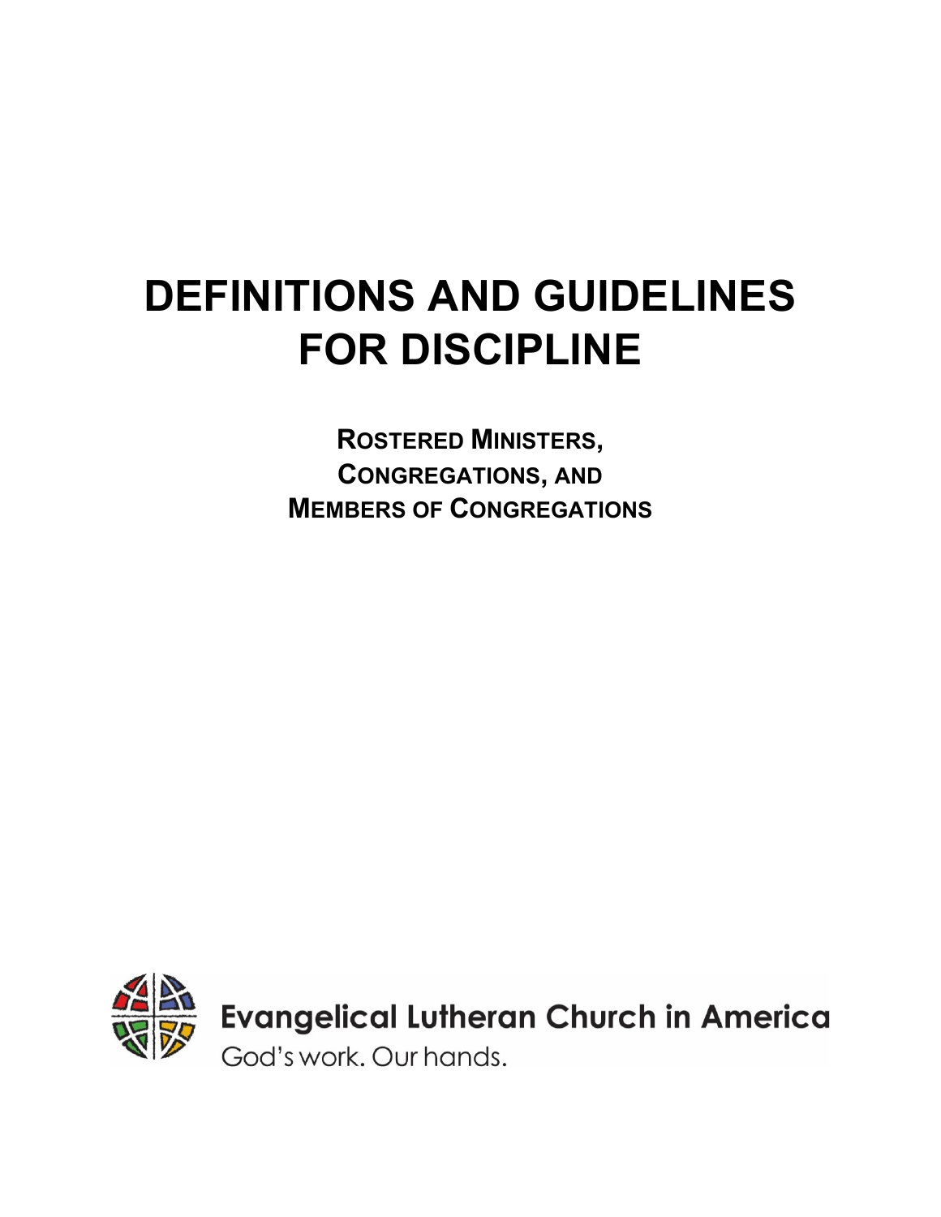# DEFINITIONS AND GUIDELINES FOR DISCIPLINE

**ROSTERED MINISTERS, CONGREGATIONS, AND MEMBERS OF CONGREGATIONS**

Evangelical Lutheran Church in America

God's work. Our hands.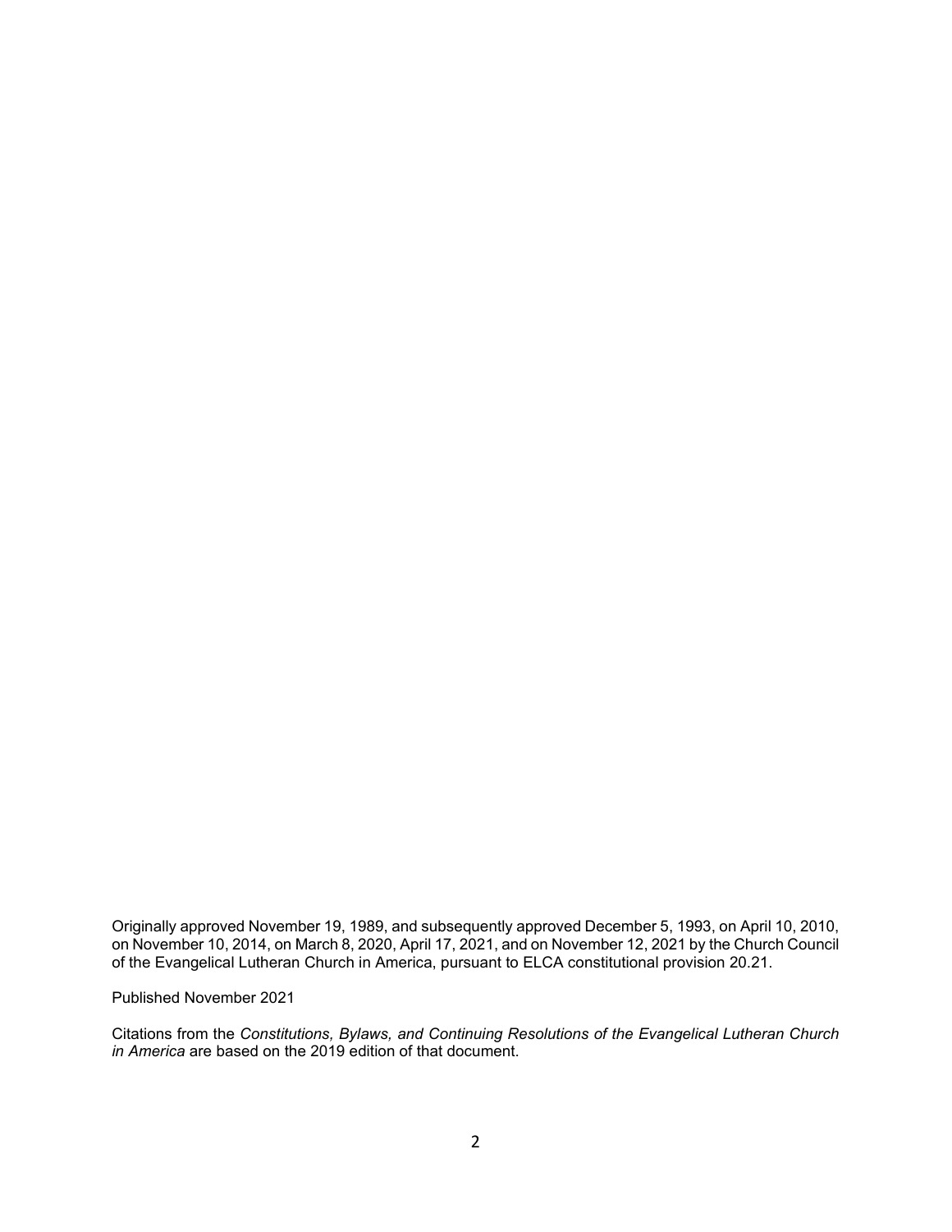Originally approved November 19, 1989, and subsequently approved December 5, 1993, on April 10, 2010, on November 10, 2014, on March 8, 2020, April 17, 2021, and on November 12, 2021 by the Church Council of the Evangelical Lutheran Church in America, pursuant to ELCA constitutional provision 20.21.

Published November 2021

Citations from the *Constitutions, Bylaws, and Continuing Resolutions of the Evangelical Lutheran Church in America* are based on the 2019 edition of that document.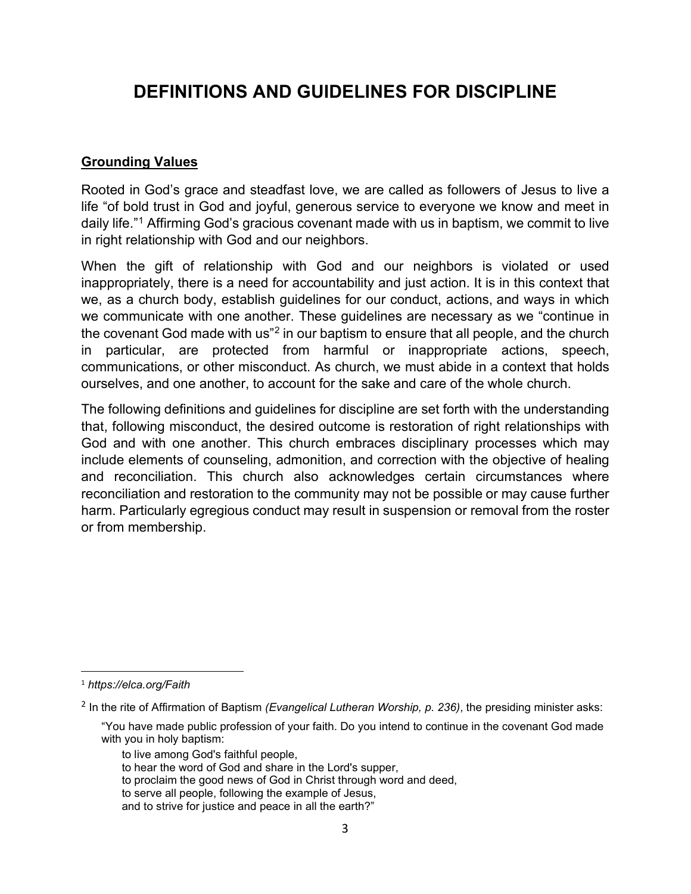# DEFINITIONS AND GUIDELINES FOR DISCIPLINE

## Grounding Values

Rooted in God's grace and steadfast love, we are called as followers of Jesus to live a life "of bold trust in God and joyful, generous service to everyone we know and meet in daily life."[1] Affirming God's gracious covenant made with us in baptism, we commit to live in right relationship with God and our neighbors.

When the gift of relationship with God and our neighbors is violated or used inappropriately, there is a need for accountability and just action. It is in this context that we, as a church body, establish guidelines for our conduct, actions, and ways in which we communicate with one another. These guidelines are necessary as we "continue in the covenant God made with us"[2] in our baptism to ensure that all people, and the church in particular, are protected from harmful or inappropriate actions, speech, communications, or other misconduct. As church, we must abide in a context that holds ourselves, and one another, to account for the sake and care of the whole church.

The following definitions and guidelines for discipline are set forth with the understanding that, following misconduct, the desired outcome is restoration of right relationships with God and with one another. This church embraces disciplinary processes which may include elements of counseling, admonition, and correction with the objective of healing and reconciliation. This church also acknowledges certain circumstances where reconciliation and restoration to the community may not be possible or may cause further harm. Particularly egregious conduct may result in suspension or removal from the roster or from membership.

---

[1] *https://elca.org/Faith*

[2] In the rite of Affirmation of Baptism *(Evangelical Lutheran Worship, p. 236)*, the presiding minister asks:

> "You have made public profession of your faith. Do you intend to continue in the covenant God made with you in holy baptism:
>
> to live among God's faithful people,
> to hear the word of God and share in the Lord's supper,
> to proclaim the good news of God in Christ through word and deed,
> to serve all people, following the example of Jesus,
> and to strive for justice and peace in all the earth?"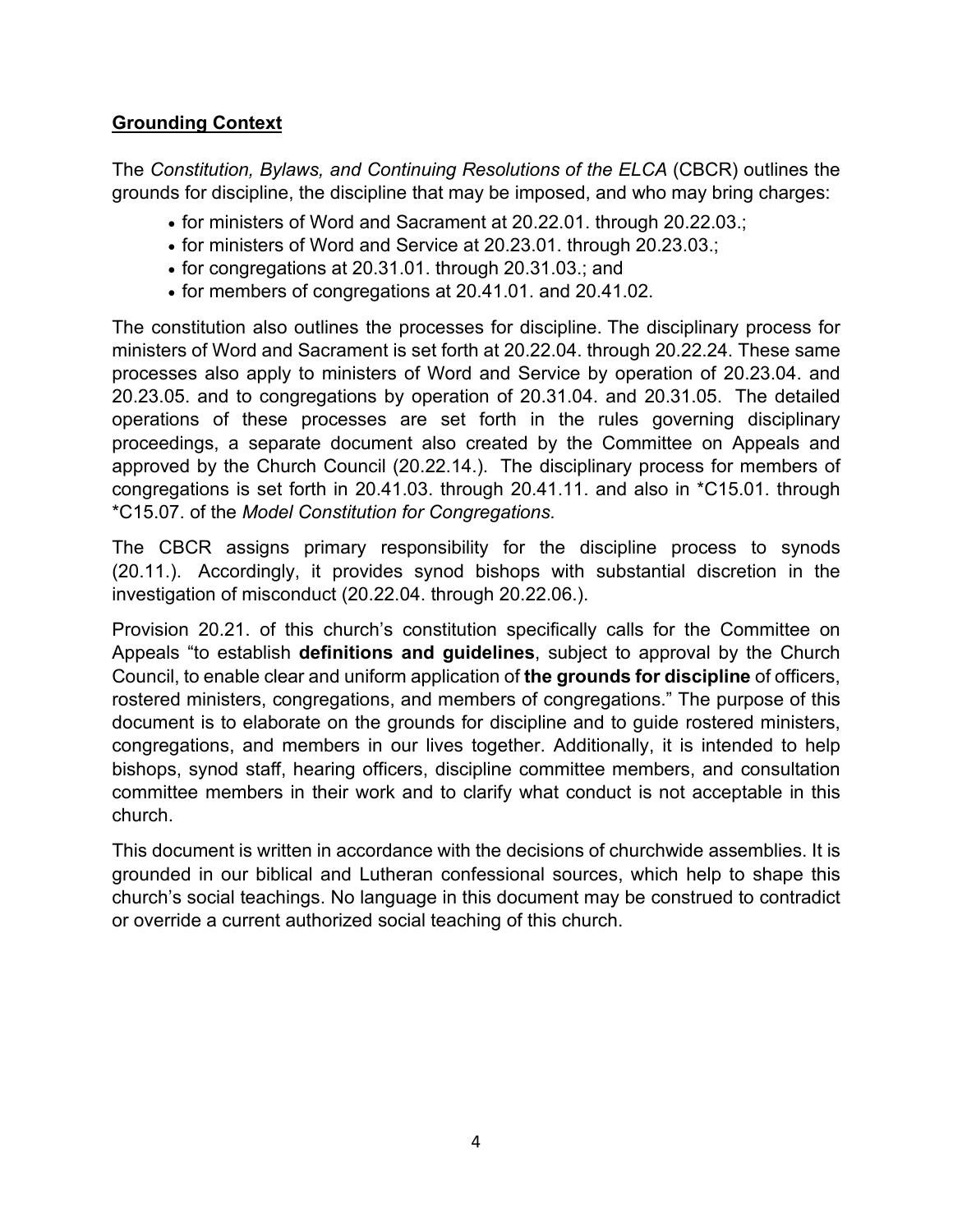## Grounding Context

The *Constitution, Bylaws, and Continuing Resolutions of the ELCA* (CBCR) outlines the grounds for discipline, the discipline that may be imposed, and who may bring charges:

- for ministers of Word and Sacrament at 20.22.01. through 20.22.03.;
- for ministers of Word and Service at 20.23.01. through 20.23.03.;
- for congregations at 20.31.01. through 20.31.03.; and
- for members of congregations at 20.41.01. and 20.41.02.

The constitution also outlines the processes for discipline. The disciplinary process for ministers of Word and Sacrament is set forth at 20.22.04. through 20.22.24. These same processes also apply to ministers of Word and Service by operation of 20.23.04. and 20.23.05. and to congregations by operation of 20.31.04. and 20.31.05. The detailed operations of these processes are set forth in the rules governing disciplinary proceedings, a separate document also created by the Committee on Appeals and approved by the Church Council (20.22.14.). The disciplinary process for members of congregations is set forth in 20.41.03. through 20.41.11. and also in *C15.01. through *C15.07. of the *Model Constitution for Congregations.*

The CBCR assigns primary responsibility for the discipline process to synods (20.11.). Accordingly, it provides synod bishops with substantial discretion in the investigation of misconduct (20.22.04. through 20.22.06.).

Provision 20.21. of this church's constitution specifically calls for the Committee on Appeals "to establish **definitions and guidelines**, subject to approval by the Church Council, to enable clear and uniform application of **the grounds for discipline** of officers, rostered ministers, congregations, and members of congregations." The purpose of this document is to elaborate on the grounds for discipline and to guide rostered ministers, congregations, and members in our lives together. Additionally, it is intended to help bishops, synod staff, hearing officers, discipline committee members, and consultation committee members in their work and to clarify what conduct is not acceptable in this church.

This document is written in accordance with the decisions of churchwide assemblies. It is grounded in our biblical and Lutheran confessional sources, which help to shape this church's social teachings. No language in this document may be construed to contradict or override a current authorized social teaching of this church.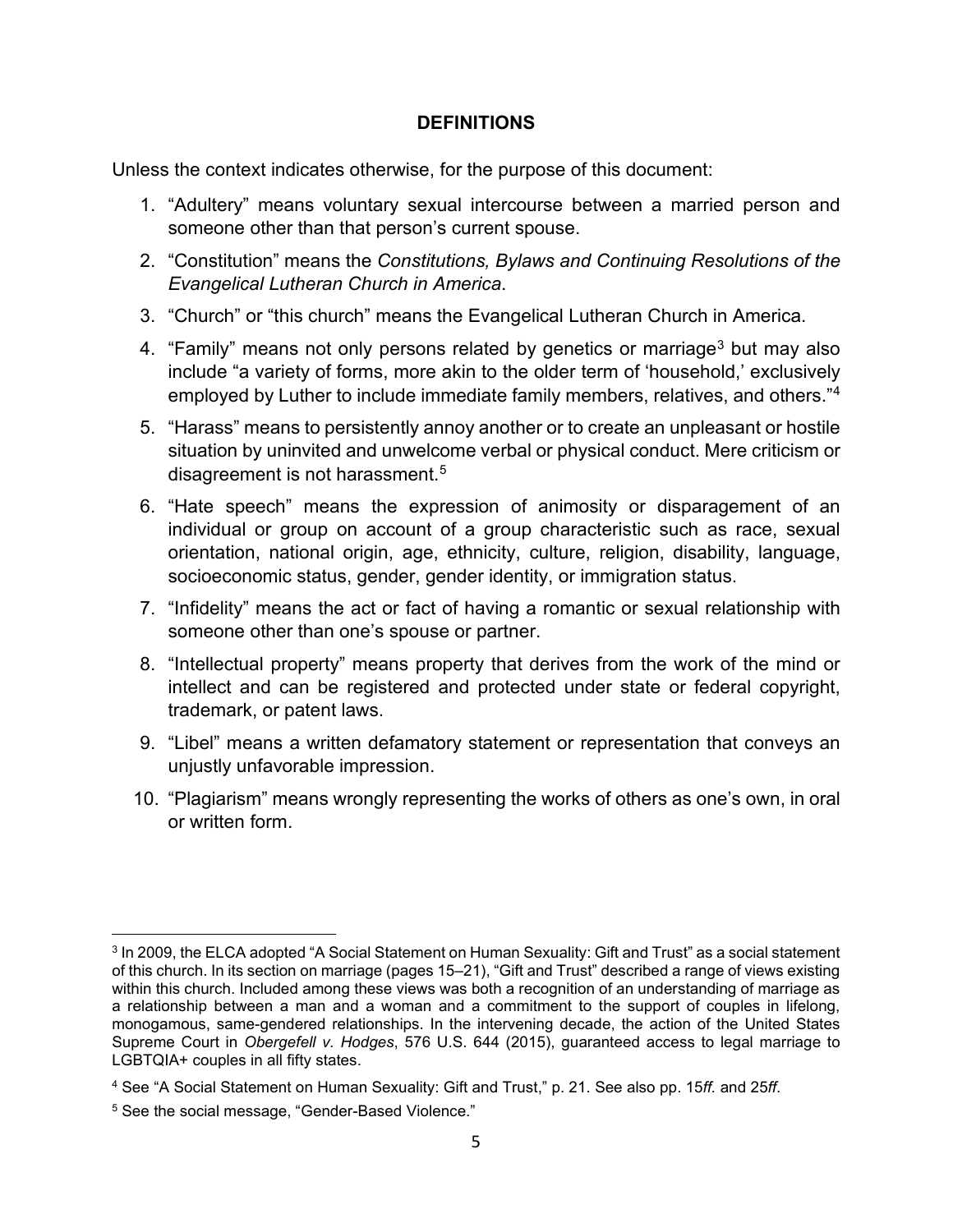## DEFINITIONS

Unless the context indicates otherwise, for the purpose of this document:

1. "Adultery" means voluntary sexual intercourse between a married person and someone other than that person's current spouse.
2. "Constitution" means the *Constitutions, Bylaws and Continuing Resolutions of the Evangelical Lutheran Church in America*.
3. "Church" or "this church" means the Evangelical Lutheran Church in America.
4. "Family" means not only persons related by genetics or marriage[3] but may also include "a variety of forms, more akin to the older term of 'household,' exclusively employed by Luther to include immediate family members, relatives, and others."[4]
5. "Harass" means to persistently annoy another or to create an unpleasant or hostile situation by uninvited and unwelcome verbal or physical conduct. Mere criticism or disagreement is not harassment.[5]
6. "Hate speech" means the expression of animosity or disparagement of an individual or group on account of a group characteristic such as race, sexual orientation, national origin, age, ethnicity, culture, religion, disability, language, socioeconomic status, gender, gender identity, or immigration status.
7. "Infidelity" means the act or fact of having a romantic or sexual relationship with someone other than one's spouse or partner.
8. "Intellectual property" means property that derives from the work of the mind or intellect and can be registered and protected under state or federal copyright, trademark, or patent laws.
9. "Libel" means a written defamatory statement or representation that conveys an unjustly unfavorable impression.
10. "Plagiarism" means wrongly representing the works of others as one's own, in oral or written form.

---

[3] In 2009, the ELCA adopted "A Social Statement on Human Sexuality: Gift and Trust" as a social statement of this church. In its section on marriage (pages 15–21), "Gift and Trust" described a range of views existing within this church. Included among these views was both a recognition of an understanding of marriage as a relationship between a man and a woman and a commitment to the support of couples in lifelong, monogamous, same-gendered relationships. In the intervening decade, the action of the United States Supreme Court in *Obergefell v. Hodges*, 576 U.S. 644 (2015), guaranteed access to legal marriage to LGBTQIA+ couples in all fifty states.

[4] See "A Social Statement on Human Sexuality: Gift and Trust," p. 21. See also pp. 15*ff.* and 25*ff*.

[5] See the social message, "Gender-Based Violence."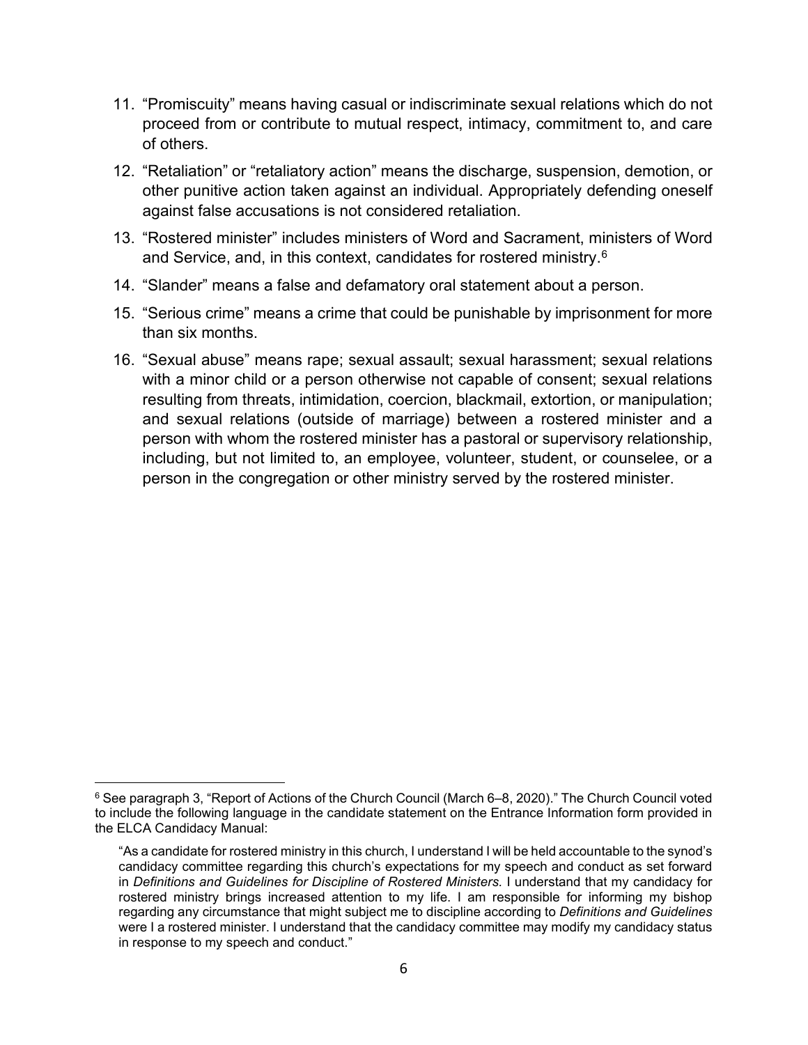11. "Promiscuity" means having casual or indiscriminate sexual relations which do not proceed from or contribute to mutual respect, intimacy, commitment to, and care of others.
12. "Retaliation" or "retaliatory action" means the discharge, suspension, demotion, or other punitive action taken against an individual. Appropriately defending oneself against false accusations is not considered retaliation.
13. "Rostered minister" includes ministers of Word and Sacrament, ministers of Word and Service, and, in this context, candidates for rostered ministry.[6]
14. "Slander" means a false and defamatory oral statement about a person.
15. "Serious crime" means a crime that could be punishable by imprisonment for more than six months.
16. "Sexual abuse" means rape; sexual assault; sexual harassment; sexual relations with a minor child or a person otherwise not capable of consent; sexual relations resulting from threats, intimidation, coercion, blackmail, extortion, or manipulation; and sexual relations (outside of marriage) between a rostered minister and a person with whom the rostered minister has a pastoral or supervisory relationship, including, but not limited to, an employee, volunteer, student, or counselee, or a person in the congregation or other ministry served by the rostered minister.

---

[6] See paragraph 3, "Report of Actions of the Church Council (March 6–8, 2020)." The Church Council voted to include the following language in the candidate statement on the Entrance Information form provided in the ELCA Candidacy Manual:

> "As a candidate for rostered ministry in this church, I understand I will be held accountable to the synod's candidacy committee regarding this church's expectations for my speech and conduct as set forward in *Definitions and Guidelines for Discipline of Rostered Ministers.* I understand that my candidacy for rostered ministry brings increased attention to my life. I am responsible for informing my bishop regarding any circumstance that might subject me to discipline according to *Definitions and Guidelines* were I a rostered minister. I understand that the candidacy committee may modify my candidacy status in response to my speech and conduct."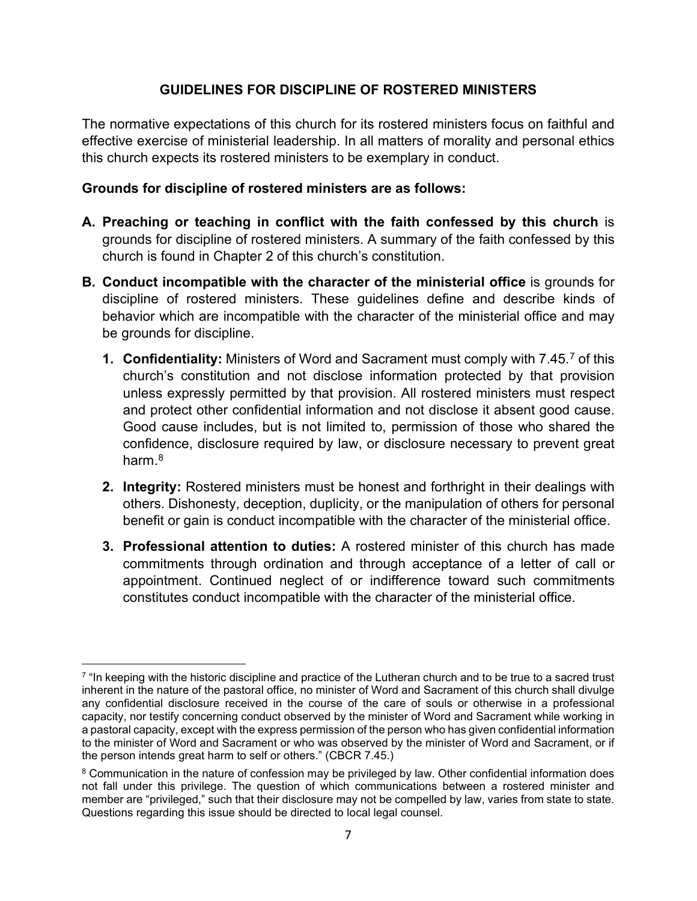## GUIDELINES FOR DISCIPLINE OF ROSTERED MINISTERS

The normative expectations of this church for its rostered ministers focus on faithful and effective exercise of ministerial leadership. In all matters of morality and personal ethics this church expects its rostered ministers to be exemplary in conduct.

**Grounds for discipline of rostered ministers are as follows:**

**A. Preaching or teaching in conflict with the faith confessed by this church** is grounds for discipline of rostered ministers. A summary of the faith confessed by this church is found in Chapter 2 of this church's constitution.

**B. Conduct incompatible with the character of the ministerial office** is grounds for discipline of rostered ministers. These guidelines define and describe kinds of behavior which are incompatible with the character of the ministerial office and may be grounds for discipline.

   1. **Confidentiality:** Ministers of Word and Sacrament must comply with 7.45.[7] of this church's constitution and not disclose information protected by that provision unless expressly permitted by that provision. All rostered ministers must respect and protect other confidential information and not disclose it absent good cause. Good cause includes, but is not limited to, permission of those who shared the confidence, disclosure required by law, or disclosure necessary to prevent great harm.[8]

   2. **Integrity:** Rostered ministers must be honest and forthright in their dealings with others. Dishonesty, deception, duplicity, or the manipulation of others for personal benefit or gain is conduct incompatible with the character of the ministerial office.

   3. **Professional attention to duties:** A rostered minister of this church has made commitments through ordination and through acceptance of a letter of call or appointment. Continued neglect of or indifference toward such commitments constitutes conduct incompatible with the character of the ministerial office.

---

[7] "In keeping with the historic discipline and practice of the Lutheran church and to be true to a sacred trust inherent in the nature of the pastoral office, no minister of Word and Sacrament of this church shall divulge any confidential disclosure received in the course of the care of souls or otherwise in a professional capacity, nor testify concerning conduct observed by the minister of Word and Sacrament while working in a pastoral capacity, except with the express permission of the person who has given confidential information to the minister of Word and Sacrament or who was observed by the minister of Word and Sacrament, or if the person intends great harm to self or others." (CBCR 7.45.)

[8] Communication in the nature of confession may be privileged by law. Other confidential information does not fall under this privilege. The question of which communications between a rostered minister and member are "privileged," such that their disclosure may not be compelled by law, varies from state to state. Questions regarding this issue should be directed to local legal counsel.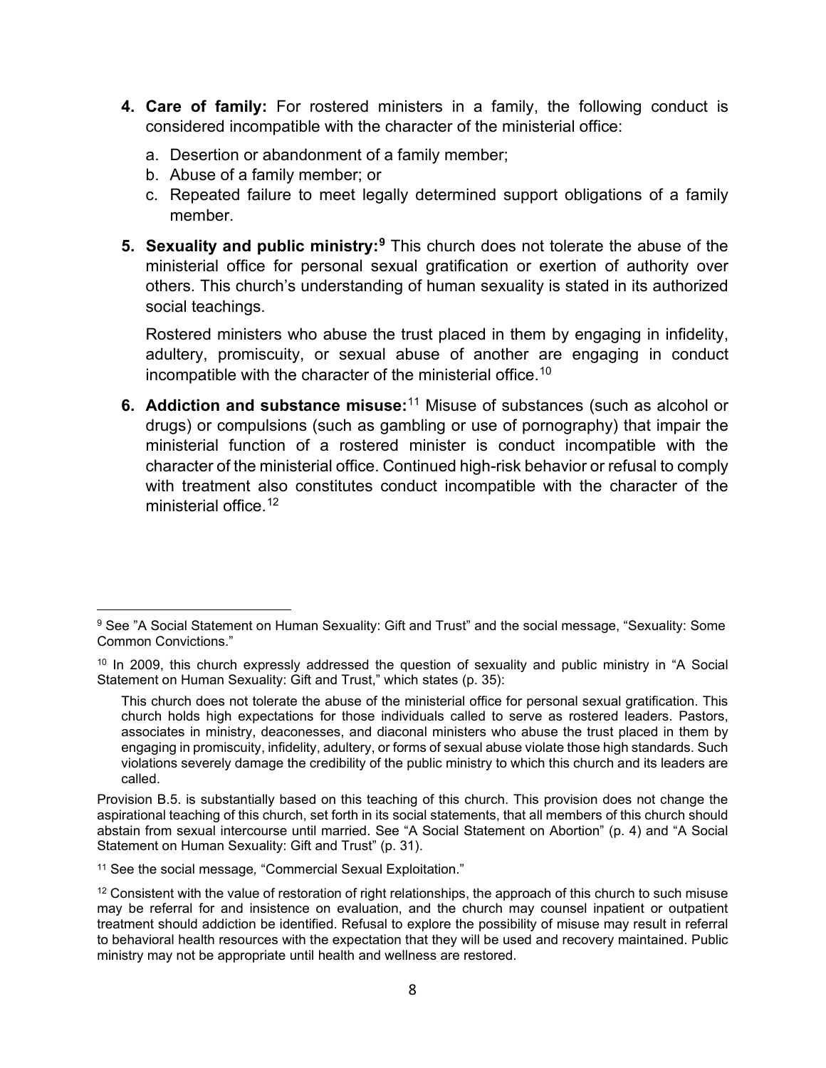4. **Care of family:** For rostered ministers in a family, the following conduct is considered incompatible with the character of the ministerial office:

    a. Desertion or abandonment of a family member;
    b. Abuse of a family member; or
    c. Repeated failure to meet legally determined support obligations of a family member.

5. **Sexuality and public ministry:**[9] This church does not tolerate the abuse of the ministerial office for personal sexual gratification or exertion of authority over others. This church's understanding of human sexuality is stated in its authorized social teachings.

    Rostered ministers who abuse the trust placed in them by engaging in infidelity, adultery, promiscuity, or sexual abuse of another are engaging in conduct incompatible with the character of the ministerial office.[10]

6. **Addiction and substance misuse:**[11] Misuse of substances (such as alcohol or drugs) or compulsions (such as gambling or use of pornography) that impair the ministerial function of a rostered minister is conduct incompatible with the character of the ministerial office. Continued high-risk behavior or refusal to comply with treatment also constitutes conduct incompatible with the character of the ministerial office.[12]

---

[9] See "A Social Statement on Human Sexuality: Gift and Trust" and the social message, "Sexuality: Some Common Convictions."

[10] In 2009, this church expressly addressed the question of sexuality and public ministry in "A Social Statement on Human Sexuality: Gift and Trust," which states (p. 35):

> This church does not tolerate the abuse of the ministerial office for personal sexual gratification. This church holds high expectations for those individuals called to serve as rostered leaders. Pastors, associates in ministry, deaconesses, and diaconal ministers who abuse the trust placed in them by engaging in promiscuity, infidelity, adultery, or forms of sexual abuse violate those high standards. Such violations severely damage the credibility of the public ministry to which this church and its leaders are called.

Provision B.5. is substantially based on this teaching of this church. This provision does not change the aspirational teaching of this church, set forth in its social statements, that all members of this church should abstain from sexual intercourse until married. See "A Social Statement on Abortion" (p. 4) and "A Social Statement on Human Sexuality: Gift and Trust" (p. 31).

[11] See the social message, "Commercial Sexual Exploitation."

[12] Consistent with the value of restoration of right relationships, the approach of this church to such misuse may be referral for and insistence on evaluation, and the church may counsel inpatient or outpatient treatment should addiction be identified. Refusal to explore the possibility of misuse may result in referral to behavioral health resources with the expectation that they will be used and recovery maintained. Public ministry may not be appropriate until health and wellness are restored.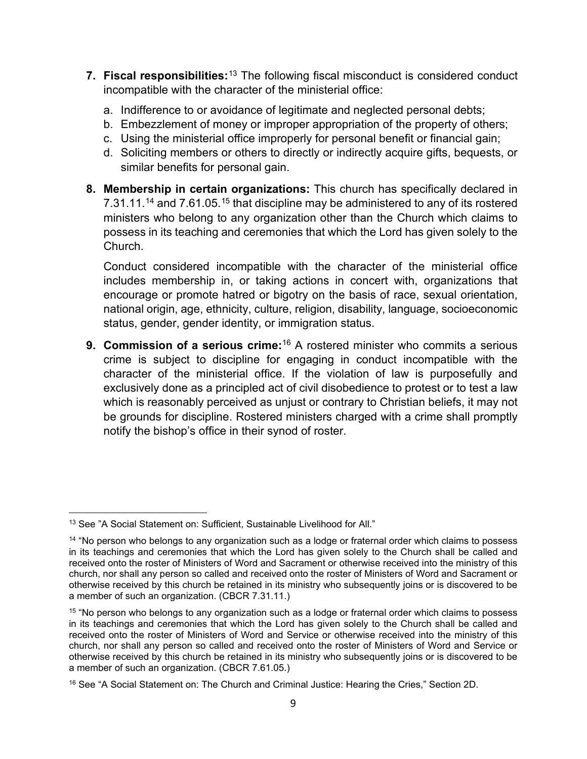7. **Fiscal responsibilities:**[13] The following fiscal misconduct is considered conduct incompatible with the character of the ministerial office:

   a. Indifference to or avoidance of legitimate and neglected personal debts;
   b. Embezzlement of money or improper appropriation of the property of others;
   c. Using the ministerial office improperly for personal benefit or financial gain;
   d. Soliciting members or others to directly or indirectly acquire gifts, bequests, or similar benefits for personal gain.

8. **Membership in certain organizations:** This church has specifically declared in 7.31.11.[14] and 7.61.05.[15] that discipline may be administered to any of its rostered ministers who belong to any organization other than the Church which claims to possess in its teaching and ceremonies that which the Lord has given solely to the Church.

   Conduct considered incompatible with the character of the ministerial office includes membership in, or taking actions in concert with, organizations that encourage or promote hatred or bigotry on the basis of race, sexual orientation, national origin, age, ethnicity, culture, religion, disability, language, socioeconomic status, gender, gender identity, or immigration status.

9. **Commission of a serious crime:**[16] A rostered minister who commits a serious crime is subject to discipline for engaging in conduct incompatible with the character of the ministerial office. If the violation of law is purposefully and exclusively done as a principled act of civil disobedience to protest or to test a law which is reasonably perceived as unjust or contrary to Christian beliefs, it may not be grounds for discipline. Rostered ministers charged with a crime shall promptly notify the bishop's office in their synod of roster.

---

[13] See "A Social Statement on: Sufficient, Sustainable Livelihood for All."

[14] "No person who belongs to any organization such as a lodge or fraternal order which claims to possess in its teachings and ceremonies that which the Lord has given solely to the Church shall be called and received onto the roster of Ministers of Word and Sacrament or otherwise received into the ministry of this church, nor shall any person so called and received onto the roster of Ministers of Word and Sacrament or otherwise received by this church be retained in its ministry who subsequently joins or is discovered to be a member of such an organization. (CBCR 7.31.11.)

[15] "No person who belongs to any organization such as a lodge or fraternal order which claims to possess in its teachings and ceremonies that which the Lord has given solely to the Church shall be called and received onto the roster of Ministers of Word and Service or otherwise received into the ministry of this church, nor shall any person so called and received onto the roster of Ministers of Word and Service or otherwise received by this church be retained in its ministry who subsequently joins or is discovered to be a member of such an organization. (CBCR 7.61.05.)

[16] See "A Social Statement on: The Church and Criminal Justice: Hearing the Cries," Section 2D.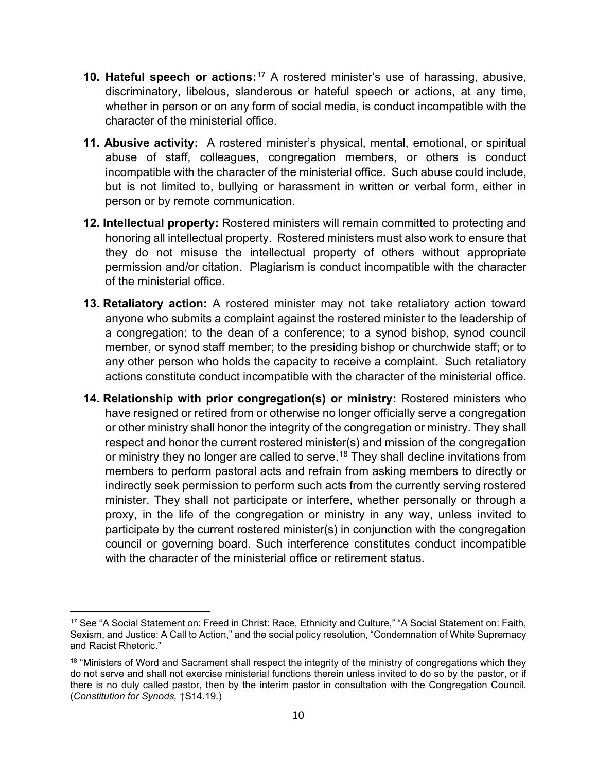10. **Hateful speech or actions:**[17] A rostered minister's use of harassing, abusive, discriminatory, libelous, slanderous or hateful speech or actions, at any time, whether in person or on any form of social media, is conduct incompatible with the character of the ministerial office.

11. **Abusive activity:** A rostered minister's physical, mental, emotional, or spiritual abuse of staff, colleagues, congregation members, or others is conduct incompatible with the character of the ministerial office. Such abuse could include, but is not limited to, bullying or harassment in written or verbal form, either in person or by remote communication.

12. **Intellectual property:** Rostered ministers will remain committed to protecting and honoring all intellectual property. Rostered ministers must also work to ensure that they do not misuse the intellectual property of others without appropriate permission and/or citation. Plagiarism is conduct incompatible with the character of the ministerial office.

13. **Retaliatory action:** A rostered minister may not take retaliatory action toward anyone who submits a complaint against the rostered minister to the leadership of a congregation; to the dean of a conference; to a synod bishop, synod council member, or synod staff member; to the presiding bishop or churchwide staff; or to any other person who holds the capacity to receive a complaint. Such retaliatory actions constitute conduct incompatible with the character of the ministerial office.

14. **Relationship with prior congregation(s) or ministry:** Rostered ministers who have resigned or retired from or otherwise no longer officially serve a congregation or other ministry shall honor the integrity of the congregation or ministry. They shall respect and honor the current rostered minister(s) and mission of the congregation or ministry they no longer are called to serve.[18] They shall decline invitations from members to perform pastoral acts and refrain from asking members to directly or indirectly seek permission to perform such acts from the currently serving rostered minister. They shall not participate or interfere, whether personally or through a proxy, in the life of the congregation or ministry in any way, unless invited to participate by the current rostered minister(s) in conjunction with the congregation council or governing board. Such interference constitutes conduct incompatible with the character of the ministerial office or retirement status.

---

[17] See "A Social Statement on: Freed in Christ: Race, Ethnicity and Culture," "A Social Statement on: Faith, Sexism, and Justice: A Call to Action," and the social policy resolution, "Condemnation of White Supremacy and Racist Rhetoric."

[18] "Ministers of Word and Sacrament shall respect the integrity of the ministry of congregations which they do not serve and shall not exercise ministerial functions therein unless invited to do so by the pastor, or if there is no duly called pastor, then by the interim pastor in consultation with the Congregation Council. (*Constitution for Synods,* †S14.19.)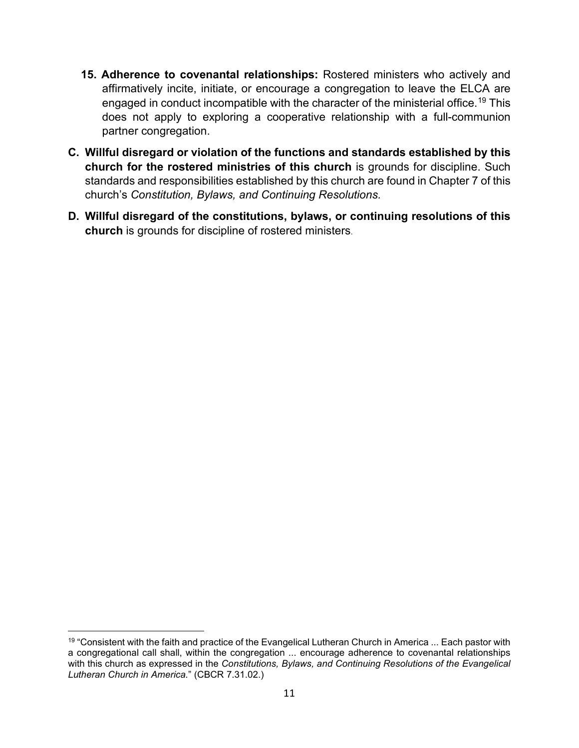15. **Adherence to covenantal relationships:** Rostered ministers who actively and affirmatively incite, initiate, or encourage a congregation to leave the ELCA are engaged in conduct incompatible with the character of the ministerial office.[19] This does not apply to exploring a cooperative relationship with a full-communion partner congregation.

**C. Willful disregard or violation of the functions and standards established by this church for the rostered ministries of this church** is grounds for discipline. Such standards and responsibilities established by this church are found in Chapter 7 of this church's *Constitution, Bylaws, and Continuing Resolutions.*

**D. Willful disregard of the constitutions, bylaws, or continuing resolutions of this church** is grounds for discipline of rostered ministers.

---

[19] "Consistent with the faith and practice of the Evangelical Lutheran Church in America ... Each pastor with a congregational call shall, within the congregation ... encourage adherence to covenantal relationships with this church as expressed in the *Constitutions, Bylaws, and Continuing Resolutions of the Evangelical Lutheran Church in America.*" (CBCR 7.31.02.)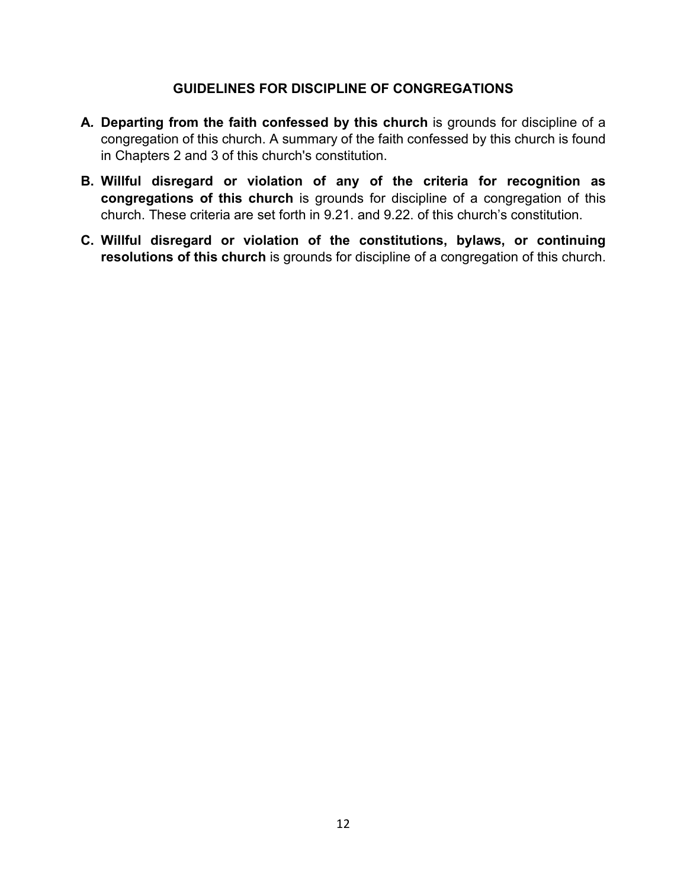## GUIDELINES FOR DISCIPLINE OF CONGREGATIONS

**A. Departing from the faith confessed by this church** is grounds for discipline of a congregation of this church. A summary of the faith confessed by this church is found in Chapters 2 and 3 of this church's constitution.

**B. Willful disregard or violation of any of the criteria for recognition as congregations of this church** is grounds for discipline of a congregation of this church. These criteria are set forth in 9.21. and 9.22. of this church's constitution.

**C. Willful disregard or violation of the constitutions, bylaws, or continuing resolutions of this church** is grounds for discipline of a congregation of this church.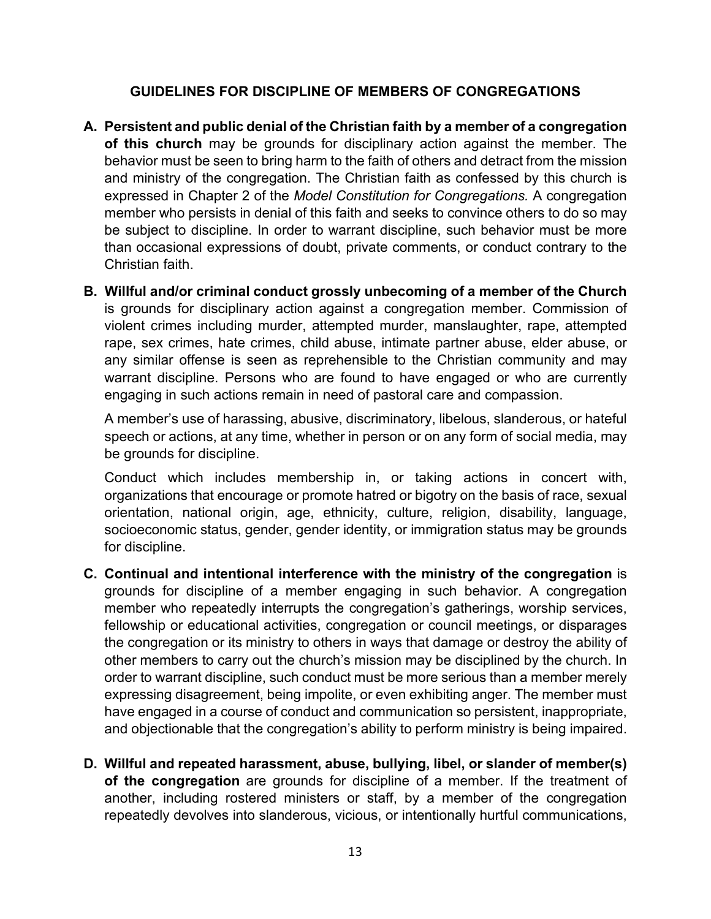## GUIDELINES FOR DISCIPLINE OF MEMBERS OF CONGREGATIONS

A. **Persistent and public denial of the Christian faith by a member of a congregation of this church** may be grounds for disciplinary action against the member. The behavior must be seen to bring harm to the faith of others and detract from the mission and ministry of the congregation. The Christian faith as confessed by this church is expressed in Chapter 2 of the *Model Constitution for Congregations.* A congregation member who persists in denial of this faith and seeks to convince others to do so may be subject to discipline. In order to warrant discipline, such behavior must be more than occasional expressions of doubt, private comments, or conduct contrary to the Christian faith.

B. **Willful and/or criminal conduct grossly unbecoming of a member of the Church** is grounds for disciplinary action against a congregation member. Commission of violent crimes including murder, attempted murder, manslaughter, rape, attempted rape, sex crimes, hate crimes, child abuse, intimate partner abuse, elder abuse, or any similar offense is seen as reprehensible to the Christian community and may warrant discipline. Persons who are found to have engaged or who are currently engaging in such actions remain in need of pastoral care and compassion.

   A member's use of harassing, abusive, discriminatory, libelous, slanderous, or hateful speech or actions, at any time, whether in person or on any form of social media, may be grounds for discipline.

   Conduct which includes membership in, or taking actions in concert with, organizations that encourage or promote hatred or bigotry on the basis of race, sexual orientation, national origin, age, ethnicity, culture, religion, disability, language, socioeconomic status, gender, gender identity, or immigration status may be grounds for discipline.

C. **Continual and intentional interference with the ministry of the congregation** is grounds for discipline of a member engaging in such behavior. A congregation member who repeatedly interrupts the congregation's gatherings, worship services, fellowship or educational activities, congregation or council meetings, or disparages the congregation or its ministry to others in ways that damage or destroy the ability of other members to carry out the church's mission may be disciplined by the church. In order to warrant discipline, such conduct must be more serious than a member merely expressing disagreement, being impolite, or even exhibiting anger. The member must have engaged in a course of conduct and communication so persistent, inappropriate, and objectionable that the congregation's ability to perform ministry is being impaired.

D. **Willful and repeated harassment, abuse, bullying, libel, or slander of member(s) of the congregation** are grounds for discipline of a member. If the treatment of another, including rostered ministers or staff, by a member of the congregation repeatedly devolves into slanderous, vicious, or intentionally hurtful communications,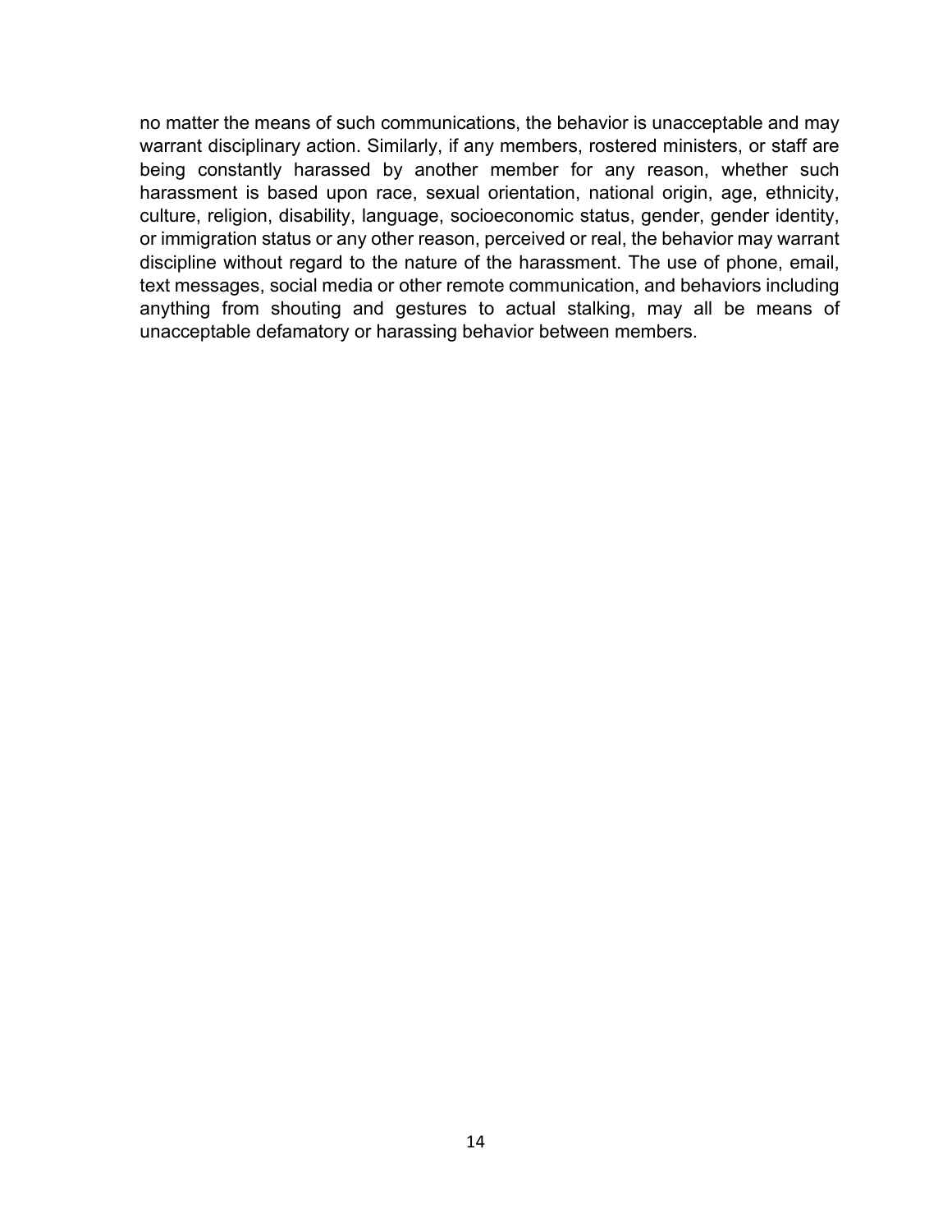no matter the means of such communications, the behavior is unacceptable and may warrant disciplinary action. Similarly, if any members, rostered ministers, or staff are being constantly harassed by another member for any reason, whether such harassment is based upon race, sexual orientation, national origin, age, ethnicity, culture, religion, disability, language, socioeconomic status, gender, gender identity, or immigration status or any other reason, perceived or real, the behavior may warrant discipline without regard to the nature of the harassment. The use of phone, email, text messages, social media or other remote communication, and behaviors including anything from shouting and gestures to actual stalking, may all be means of unacceptable defamatory or harassing behavior between members.